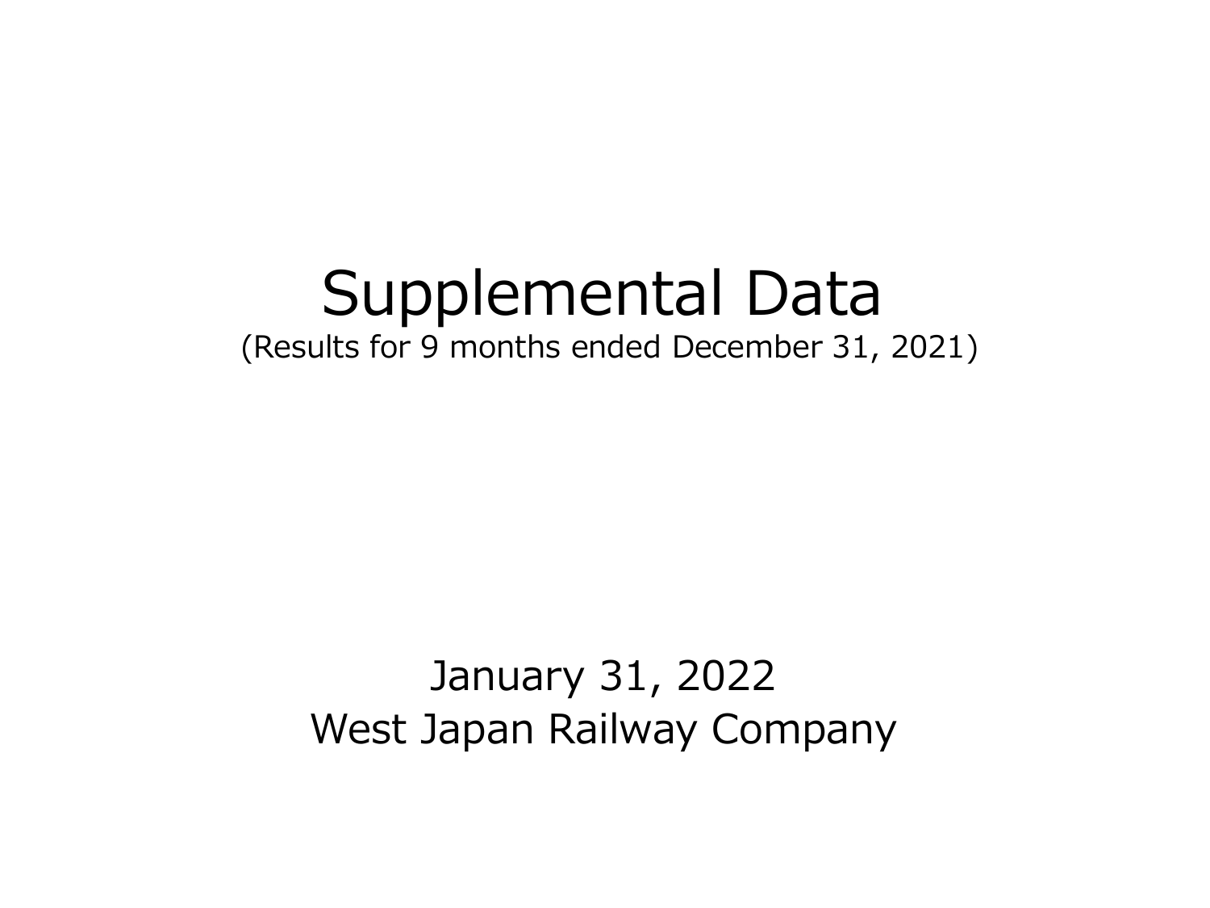# Supplemental Data

(Results for 9 months ended December 31, 2021)

January 31, 2022

West Japan Railway Company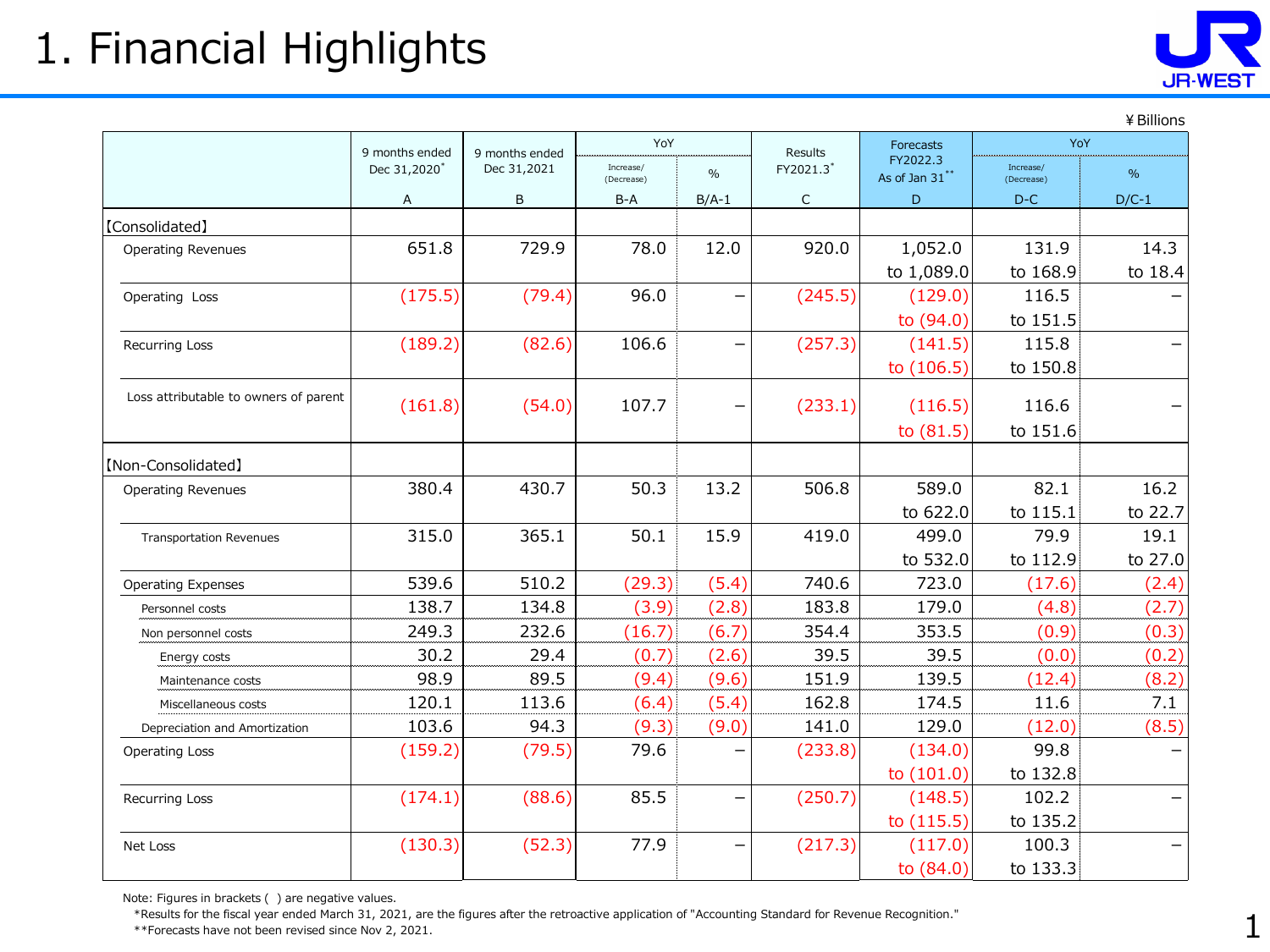# 1. Financial Highlights

¥Billions

| | 9 months ended Dec 31,2020* | 9 months ended Dec 31,2021 | YoY Increase/(Decrease) | YoY % | Results FY2021.3* | Forecasts FY2022.3 As of Jan 31** | YoY Increase/(Decrease) | YoY % |
|---|---|---|---|---|---|---|---|---|
| | A | B | B-A | B/A-1 | C | D | D-C | D/C-1 |
| 【Consolidated】 | | | | | | | | |
| Operating Revenues | 651.8 | 729.9 | 78.0 | 12.0 | 920.0 | 1,052.0 to 1,089.0 | 131.9 to 168.9 | 14.3 to 18.4 |
| Operating Loss | (175.5) | (79.4) | 96.0 | − | (245.5) | (129.0) to (94.0) | 116.5 to 151.5 | − |
| Recurring Loss | (189.2) | (82.6) | 106.6 | − | (257.3) | (141.5) to (106.5) | 115.8 to 150.8 | − |
| Loss attributable to owners of parent | (161.8) | (54.0) | 107.7 | − | (233.1) | (116.5) to (81.5) | 116.6 to 151.6 | − |
| 【Non-Consolidated】 | | | | | | | | |
| Operating Revenues | 380.4 | 430.7 | 50.3 | 13.2 | 506.8 | 589.0 to 622.0 | 82.1 to 115.1 | 16.2 to 22.7 |
| Transportation Revenues | 315.0 | 365.1 | 50.1 | 15.9 | 419.0 | 499.0 to 532.0 | 79.9 to 112.9 | 19.1 to 27.0 |
| Operating Expenses | 539.6 | 510.2 | (29.3) | (5.4) | 740.6 | 723.0 | (17.6) | (2.4) |
| Personnel costs | 138.7 | 134.8 | (3.9) | (2.8) | 183.8 | 179.0 | (4.8) | (2.7) |
| Non personnel costs | 249.3 | 232.6 | (16.7) | (6.7) | 354.4 | 353.5 | (0.9) | (0.3) |
| Energy costs | 30.2 | 29.4 | (0.7) | (2.6) | 39.5 | 39.5 | (0.0) | (0.2) |
| Maintenance costs | 98.9 | 89.5 | (9.4) | (9.6) | 151.9 | 139.5 | (12.4) | (8.2) |
| Miscellaneous costs | 120.1 | 113.6 | (6.4) | (5.4) | 162.8 | 174.5 | 11.6 | 7.1 |
| Depreciation and Amortization | 103.6 | 94.3 | (9.3) | (9.0) | 141.0 | 129.0 | (12.0) | (8.5) |
| Operating Loss | (159.2) | (79.5) | 79.6 | − | (233.8) | (134.0) to (101.0) | 99.8 to 132.8 | − |
| Recurring Loss | (174.1) | (88.6) | 85.5 | − | (250.7) | (148.5) to (115.5) | 102.2 to 135.2 | − |
| Net Loss | (130.3) | (52.3) | 77.9 | − | (217.3) | (117.0) to (84.0) | 100.3 to 133.3 | − |

Note: Figures in brackets ( ) are negative values.
*Results for the fiscal year ended March 31, 2021, are the figures after the retroactive application of "Accounting Standard for Revenue Recognition."
**Forecasts have not been revised since Nov 2, 2021.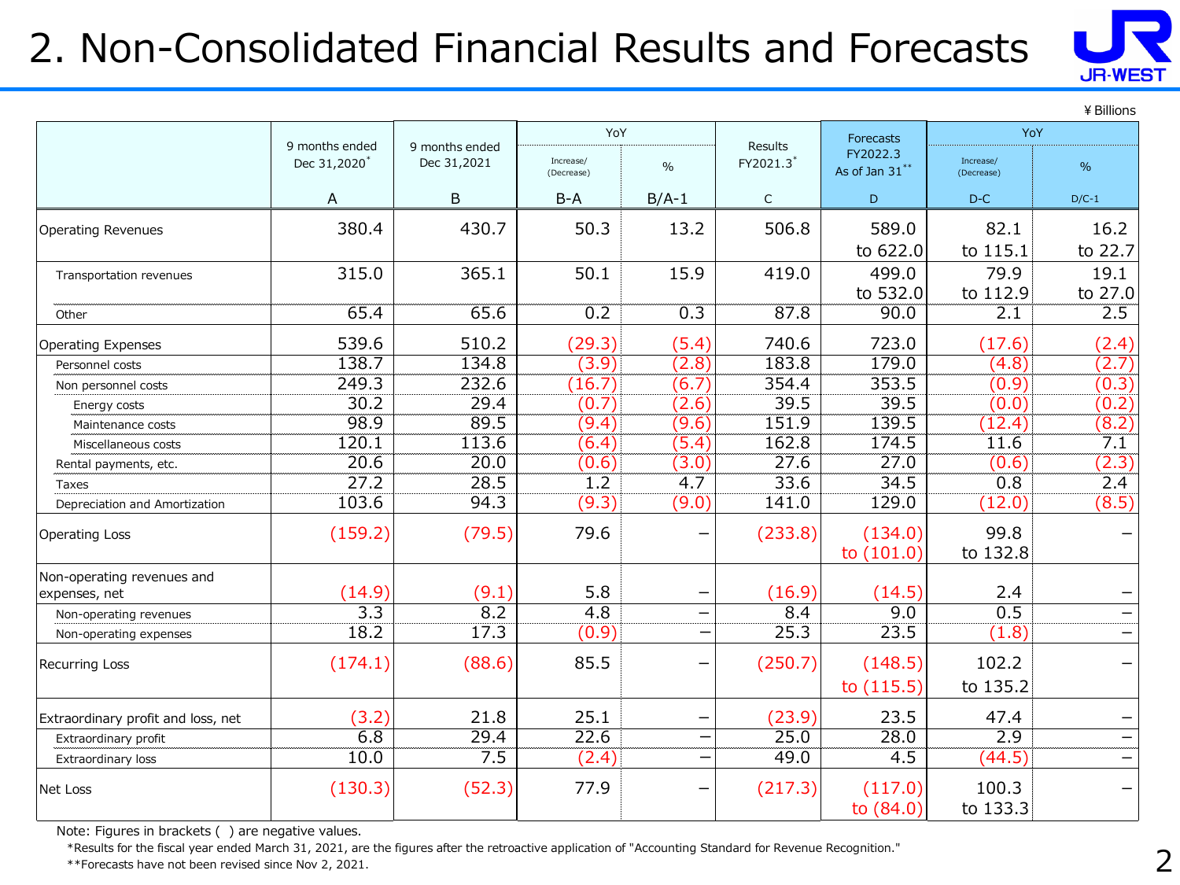# 2. Non-Consolidated Financial Results and Forecasts

¥ Billions

| | 9 months ended Dec 31,2020* | 9 months ended Dec 31,2021 | YoY | | Results FY2021.3* | Forecasts FY2022.3 As of Jan 31** | YoY | |
|---|---|---|---|---|---|---|---|---|
| | | | Increase/ (Decrease) | % | | | Increase/ (Decrease) | % |
| | A | B | B-A | B/A-1 | C | D | D-C | D/C-1 |
| Operating Revenues | 380.4 | 430.7 | 50.3 | 13.2 | 506.8 | 589.0 to 622.0 | 82.1 to 115.1 | 16.2 to 22.7 |
| Transportation revenues | 315.0 | 365.1 | 50.1 | 15.9 | 419.0 | 499.0 to 532.0 | 79.9 to 112.9 | 19.1 to 27.0 |
| Other | 65.4 | 65.6 | 0.2 | 0.3 | 87.8 | 90.0 | 2.1 | 2.5 |
| Operating Expenses | 539.6 | 510.2 | (29.3) | (5.4) | 740.6 | 723.0 | (17.6) | (2.4) |
| Personnel costs | 138.7 | 134.8 | (3.9) | (2.8) | 183.8 | 179.0 | (4.8) | (2.7) |
| Non personnel costs | 249.3 | 232.6 | (16.7) | (6.7) | 354.4 | 353.5 | (0.9) | (0.3) |
| Energy costs | 30.2 | 29.4 | (0.7) | (2.6) | 39.5 | 39.5 | (0.0) | (0.2) |
| Maintenance costs | 98.9 | 89.5 | (9.4) | (9.6) | 151.9 | 139.5 | (12.4) | (8.2) |
| Miscellaneous costs | 120.1 | 113.6 | (6.4) | (5.4) | 162.8 | 174.5 | 11.6 | 7.1 |
| Rental payments, etc. | 20.6 | 20.0 | (0.6) | (3.0) | 27.6 | 27.0 | (0.6) | (2.3) |
| Taxes | 27.2 | 28.5 | 1.2 | 4.7 | 33.6 | 34.5 | 0.8 | 2.4 |
| Depreciation and Amortization | 103.6 | 94.3 | (9.3) | (9.0) | 141.0 | 129.0 | (12.0) | (8.5) |
| Operating Loss | (159.2) | (79.5) | 79.6 | – | (233.8) | (134.0) to (101.0) | 99.8 to 132.8 | – |
| Non-operating revenues and expenses, net | (14.9) | (9.1) | 5.8 | – | (16.9) | (14.5) | 2.4 | – |
| Non-operating revenues | 3.3 | 8.2 | 4.8 | – | 8.4 | 9.0 | 0.5 | – |
| Non-operating expenses | 18.2 | 17.3 | (0.9) | – | 25.3 | 23.5 | (1.8) | – |
| Recurring Loss | (174.1) | (88.6) | 85.5 | – | (250.7) | (148.5) to (115.5) | 102.2 to 135.2 | – |
| Extraordinary profit and loss, net | (3.2) | 21.8 | 25.1 | – | (23.9) | 23.5 | 47.4 | – |
| Extraordinary profit | 6.8 | 29.4 | 22.6 | – | 25.0 | 28.0 | 2.9 | – |
| Extraordinary loss | 10.0 | 7.5 | (2.4) | – | 49.0 | 4.5 | (44.5) | – |
| Net Loss | (130.3) | (52.3) | 77.9 | – | (217.3) | (117.0) to (84.0) | 100.3 to 133.3 | – |

Note: Figures in brackets ( ) are negative values.

*Results for the fiscal year ended March 31, 2021, are the figures after the retroactive application of "Accounting Standard for Revenue Recognition."

**Forecasts have not been revised since Nov 2, 2021.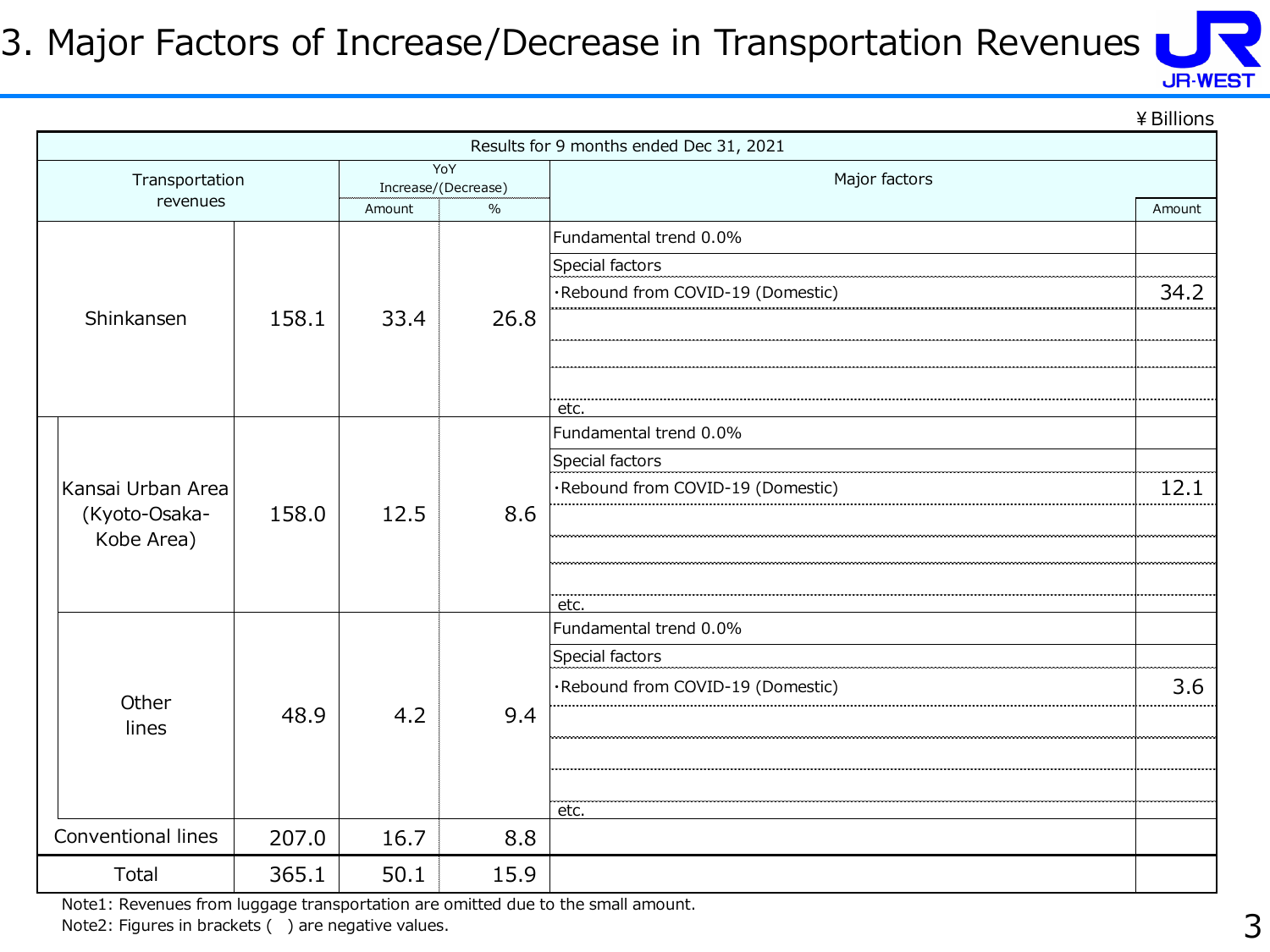# 3. Major Factors of Increase/Decrease in Transportation Revenues

¥Billions

| Results for 9 months ended Dec 31, 2021 | | | | | |
|---|---|---|---|---|---|
| Transportation revenues | | YoY Increase/(Decrease) Amount | YoY Increase/(Decrease) % | Major factors | Amount |
| Shinkansen | 158.1 | 33.4 | 26.8 | Fundamental trend 0.0% | |
| | | | | Special factors | |
| | | | | ･Rebound from COVID-19 (Domestic) | 34.2 |
| | | | | etc. | |
| Kansai Urban Area (Kyoto-Osaka-Kobe Area) | 158.0 | 12.5 | 8.6 | Fundamental trend 0.0% | |
| | | | | Special factors | |
| | | | | ･Rebound from COVID-19 (Domestic) | 12.1 |
| | | | | etc. | |
| Other lines | 48.9 | 4.2 | 9.4 | Fundamental trend 0.0% | |
| | | | | Special factors | |
| | | | | ･Rebound from COVID-19 (Domestic) | 3.6 |
| | | | | etc. | |
| Conventional lines | 207.0 | 16.7 | 8.8 | | |
| Total | 365.1 | 50.1 | 15.9 | | |

Note1: Revenues from luggage transportation are omitted due to the small amount.
Note2: Figures in brackets ( ) are negative values.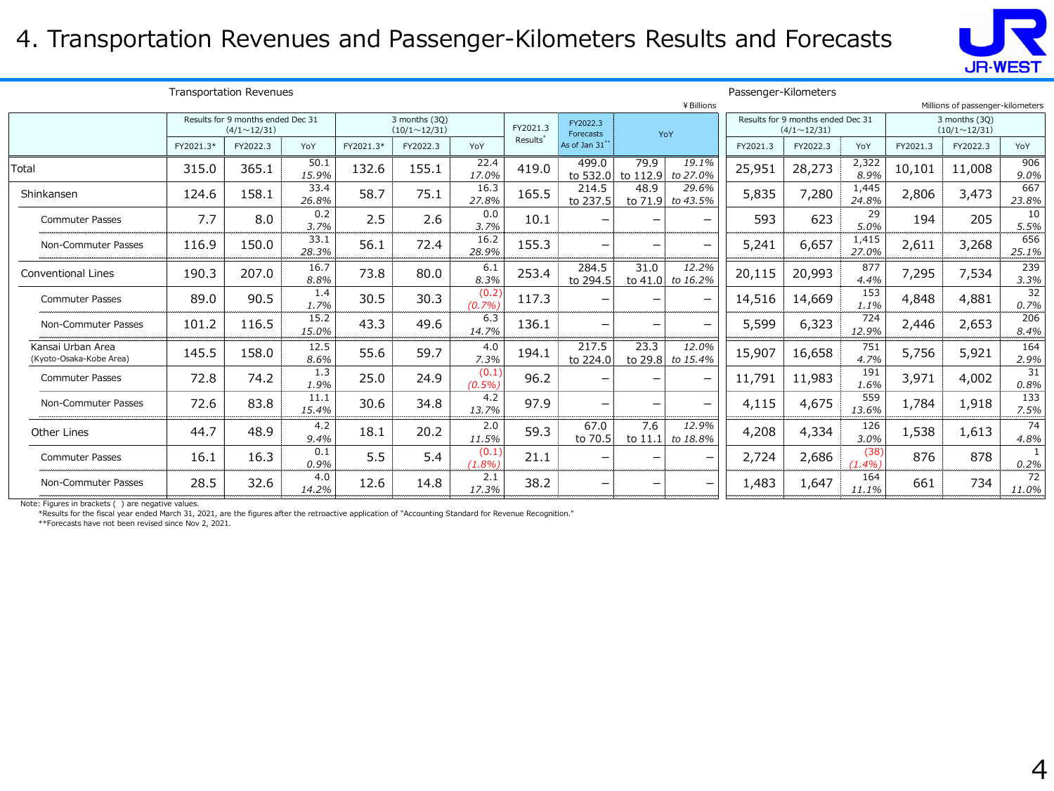# 4. Transportation Revenues and Passenger-Kilometers Results and Forecasts

## Transportation Revenues

¥Billions

| | Results for 9 months ended Dec 31 (4/1～12/31) | | | 3 months (3Q) (10/1～12/31) | | | FY2021.3 Results* | FY2022.3 Forecasts As of Jan 31** | YoY | |
|---|---|---|---|---|---|---|---|---|---|---|
| | FY2021.3* | FY2022.3 | YoY | FY2021.3* | FY2022.3 | YoY | | | | |
| Total | 315.0 | 365.1 | 50.1 *15.9%* | 132.6 | 155.1 | 22.4 *17.0%* | 419.0 | 499.0 to 532.0 | 79.9 to 112.9 | *19.1% to 27.0%* |
| Shinkansen | 124.6 | 158.1 | 33.4 *26.8%* | 58.7 | 75.1 | 16.3 *27.8%* | 165.5 | 214.5 to 237.5 | 48.9 to 71.9 | *29.6% to 43.5%* |
| Commuter Passes | 7.7 | 8.0 | 0.2 *3.7%* | 2.5 | 2.6 | 0.0 *3.7%* | 10.1 | – | – | – |
| Non-Commuter Passes | 116.9 | 150.0 | 33.1 *28.3%* | 56.1 | 72.4 | 16.2 *28.9%* | 155.3 | – | – | – |
| Conventional Lines | 190.3 | 207.0 | 16.7 *8.8%* | 73.8 | 80.0 | 6.1 *8.3%* | 253.4 | 284.5 to 294.5 | 31.0 to 41.0 | *12.2% to 16.2%* |
| Commuter Passes | 89.0 | 90.5 | 1.4 *1.7%* | 30.5 | 30.3 | (0.2) *(0.7%)* | 117.3 | – | – | – |
| Non-Commuter Passes | 101.2 | 116.5 | 15.2 *15.0%* | 43.3 | 49.6 | 6.3 *14.7%* | 136.1 | – | – | – |
| Kansai Urban Area (Kyoto-Osaka-Kobe Area) | 145.5 | 158.0 | 12.5 *8.6%* | 55.6 | 59.7 | 4.0 *7.3%* | 194.1 | 217.5 to 224.0 | 23.3 to 29.8 | *12.0% to 15.4%* |
| Commuter Passes | 72.8 | 74.2 | 1.3 *1.9%* | 25.0 | 24.9 | (0.1) *(0.5%)* | 96.2 | – | – | – |
| Non-Commuter Passes | 72.6 | 83.8 | 11.1 *15.4%* | 30.6 | 34.8 | 4.2 *13.7%* | 97.9 | – | – | – |
| Other Lines | 44.7 | 48.9 | 4.2 *9.4%* | 18.1 | 20.2 | 2.0 *11.5%* | 59.3 | 67.0 to 70.5 | 7.6 to 11.1 | *12.9% to 18.8%* |
| Commuter Passes | 16.1 | 16.3 | 0.1 *0.9%* | 5.5 | 5.4 | (0.1) *(1.8%)* | 21.1 | – | – | – |
| Non-Commuter Passes | 28.5 | 32.6 | 4.0 *14.2%* | 12.6 | 14.8 | 2.1 *17.3%* | 38.2 | – | – | – |

## Passenger-Kilometers

Millions of passenger-kilometers

| | Results for 9 months ended Dec 31 (4/1～12/31) | | | 3 months (3Q) (10/1～12/31) | | |
|---|---|---|---|---|---|---|
| | FY2021.3 | FY2022.3 | YoY | FY2021.3 | FY2022.3 | YoY |
| Total | 25,951 | 28,273 | 2,322 *8.9%* | 10,101 | 11,008 | 906 *9.0%* |
| Shinkansen | 5,835 | 7,280 | 1,445 *24.8%* | 2,806 | 3,473 | 667 *23.8%* |
| Commuter Passes | 593 | 623 | 29 *5.0%* | 194 | 205 | 10 *5.5%* |
| Non-Commuter Passes | 5,241 | 6,657 | 1,415 *27.0%* | 2,611 | 3,268 | 656 *25.1%* |
| Conventional Lines | 20,115 | 20,993 | 877 *4.4%* | 7,295 | 7,534 | 239 *3.3%* |
| Commuter Passes | 14,516 | 14,669 | 153 *1.1%* | 4,848 | 4,881 | 32 *0.7%* |
| Non-Commuter Passes | 5,599 | 6,323 | 724 *12.9%* | 2,446 | 2,653 | 206 *8.4%* |
| Kansai Urban Area (Kyoto-Osaka-Kobe Area) | 15,907 | 16,658 | 751 *4.7%* | 5,756 | 5,921 | 164 *2.9%* |
| Commuter Passes | 11,791 | 11,983 | 191 *1.6%* | 3,971 | 4,002 | 31 *0.8%* |
| Non-Commuter Passes | 4,115 | 4,675 | 559 *13.6%* | 1,784 | 1,918 | 133 *7.5%* |
| Other Lines | 4,208 | 4,334 | 126 *3.0%* | 1,538 | 1,613 | 74 *4.8%* |
| Commuter Passes | 2,724 | 2,686 | (38) *(1.4%)* | 876 | 878 | 1 *0.2%* |
| Non-Commuter Passes | 1,483 | 1,647 | 164 *11.1%* | 661 | 734 | 72 *11.0%* |

Note: Figures in brackets ( ) are negative values.

*Results for the fiscal year ended March 31, 2021, are the figures after the retroactive application of "Accounting Standard for Revenue Recognition."

**Forecasts have not been revised since Nov 2, 2021.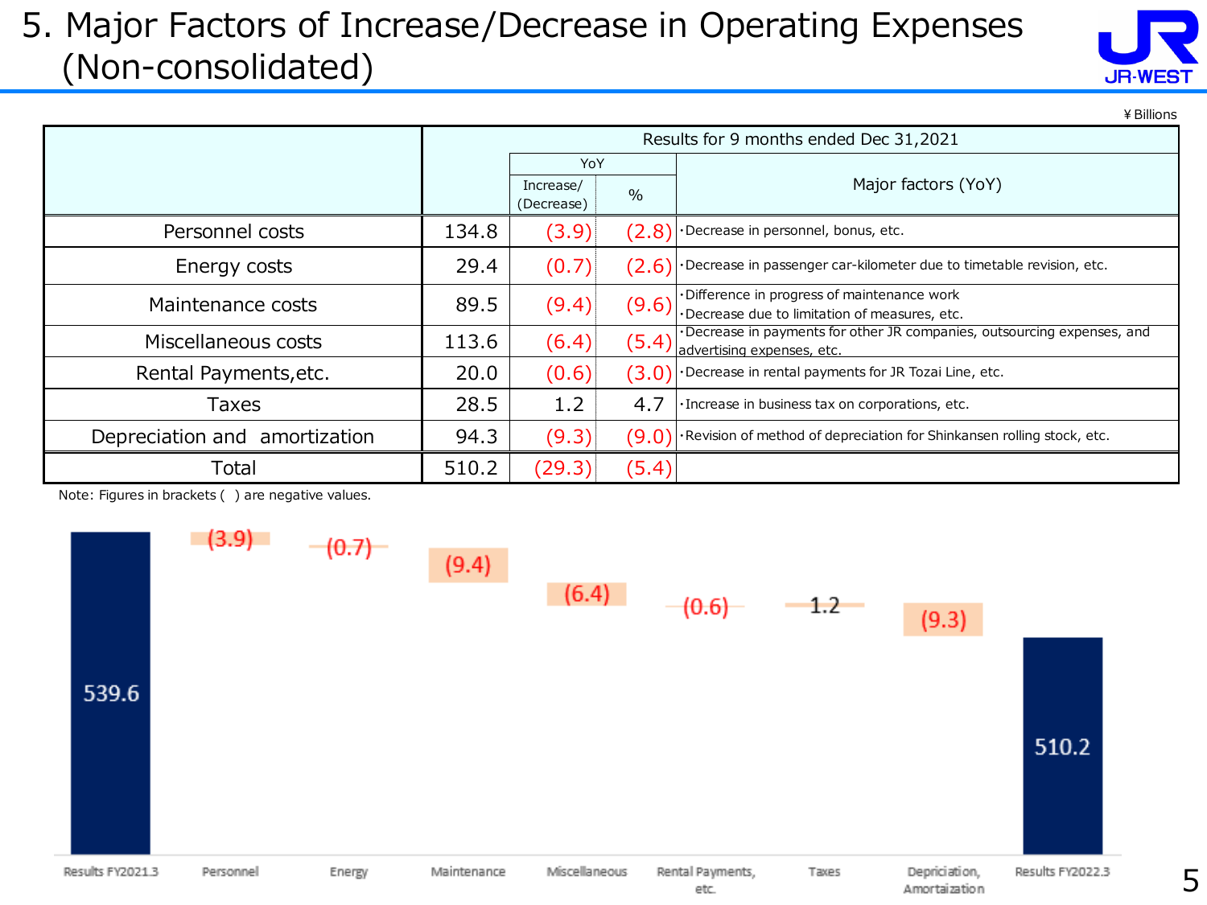# 5. Major Factors of Increase/Decrease in Operating Expenses (Non-consolidated)

¥ Billions

| | Results for 9 months ended Dec 31,2021 | | | |
|---|---|---|---|---|
| | | YoY | | Major factors (YoY) |
| | | Increase/ (Decrease) | % | |
| Personnel costs | 134.8 | (3.9) | (2.8) | ・Decrease in personnel, bonus, etc. |
| Energy costs | 29.4 | (0.7) | (2.6) | ・Decrease in passenger car-kilometer due to timetable revision, etc. |
| Maintenance costs | 89.5 | (9.4) | (9.6) | ・Difference in progress of maintenance work<br>・Decrease due to limitation of measures, etc. |
| Miscellaneous costs | 113.6 | (6.4) | (5.4) | ・Decrease in payments for other JR companies, outsourcing expenses, and advertising expenses, etc. |
| Rental Payments,etc. | 20.0 | (0.6) | (3.0) | ・Decrease in rental payments for JR Tozai Line, etc. |
| Taxes | 28.5 | 1.2 | 4.7 | ・Increase in business tax on corporations, etc. |
| Depreciation and amortization | 94.3 | (9.3) | (9.0) | ・Revision of method of depreciation for Shinkansen rolling stock, etc. |
| Total | 510.2 | (29.3) | (5.4) | |

Note: Figures in brackets ( ) are negative values.

| Results FY2021.3 | Personnel | Energy | Maintenance | Miscellaneous | Rental Payments, etc. | Taxes | Depriciation, Amortaization | Results FY2022.3 |
|---|---|---|---|---|---|---|---|---|
| 539.6 | (3.9) | (0.7) | (9.4) | (6.4) | (0.6) | 1.2 | (9.3) | 510.2 |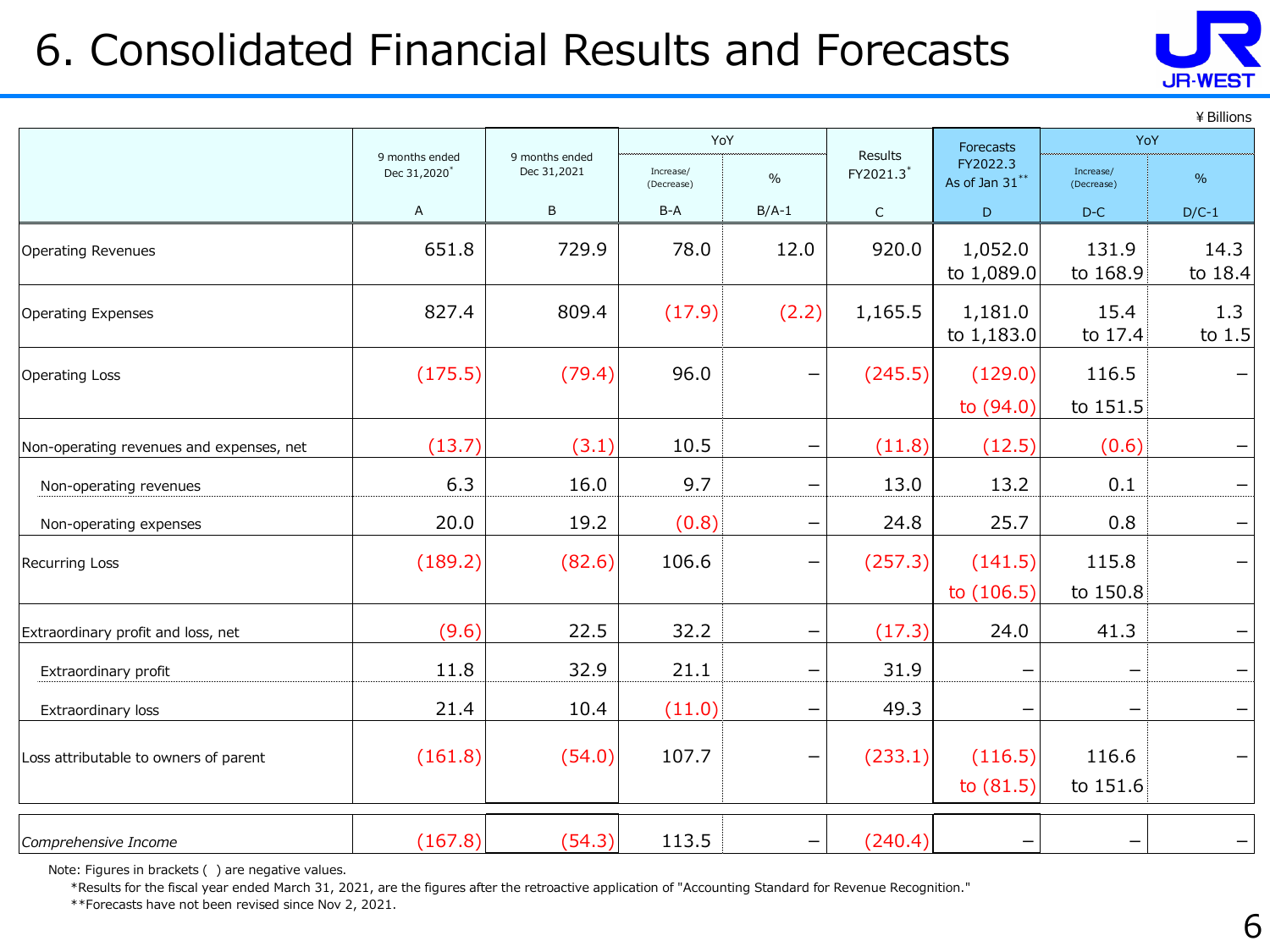# 6. Consolidated Financial Results and Forecasts

¥ Billions

| | 9 months ended Dec 31,2020* | 9 months ended Dec 31,2021 | YoY | | Results FY2021.3* | Forecasts FY2022.3 As of Jan 31** | YoY | |
|---|---|---|---|---|---|---|---|---|
| | | | Increase/ (Decrease) | % | | | Increase/ (Decrease) | % |
| | A | B | B-A | B/A-1 | C | D | D-C | D/C-1 |
| Operating Revenues | 651.8 | 729.9 | 78.0 | 12.0 | 920.0 | 1,052.0 to 1,089.0 | 131.9 to 168.9 | 14.3 to 18.4 |
| Operating Expenses | 827.4 | 809.4 | (17.9) | (2.2) | 1,165.5 | 1,181.0 to 1,183.0 | 15.4 to 17.4 | 1.3 to 1.5 |
| Operating Loss | (175.5) | (79.4) | 96.0 | – | (245.5) | (129.0) to (94.0) | 116.5 to 151.5 | – |
| Non-operating revenues and expenses, net | (13.7) | (3.1) | 10.5 | – | (11.8) | (12.5) | (0.6) | – |
| Non-operating revenues | 6.3 | 16.0 | 9.7 | – | 13.0 | 13.2 | 0.1 | – |
| Non-operating expenses | 20.0 | 19.2 | (0.8) | – | 24.8 | 25.7 | 0.8 | – |
| Recurring Loss | (189.2) | (82.6) | 106.6 | – | (257.3) | (141.5) to (106.5) | 115.8 to 150.8 | – |
| Extraordinary profit and loss, net | (9.6) | 22.5 | 32.2 | – | (17.3) | 24.0 | 41.3 | – |
| Extraordinary profit | 11.8 | 32.9 | 21.1 | – | 31.9 | – | – | – |
| Extraordinary loss | 21.4 | 10.4 | (11.0) | – | 49.3 | – | – | – |
| Loss attributable to owners of parent | (161.8) | (54.0) | 107.7 | – | (233.1) | (116.5) to (81.5) | 116.6 to 151.6 | – |
| *Comprehensive Income* | (167.8) | (54.3) | 113.5 | – | (240.4) | – | – | – |

Note: Figures in brackets ( ) are negative values.

*Results for the fiscal year ended March 31, 2021, are the figures after the retroactive application of "Accounting Standard for Revenue Recognition."

**Forecasts have not been revised since Nov 2, 2021.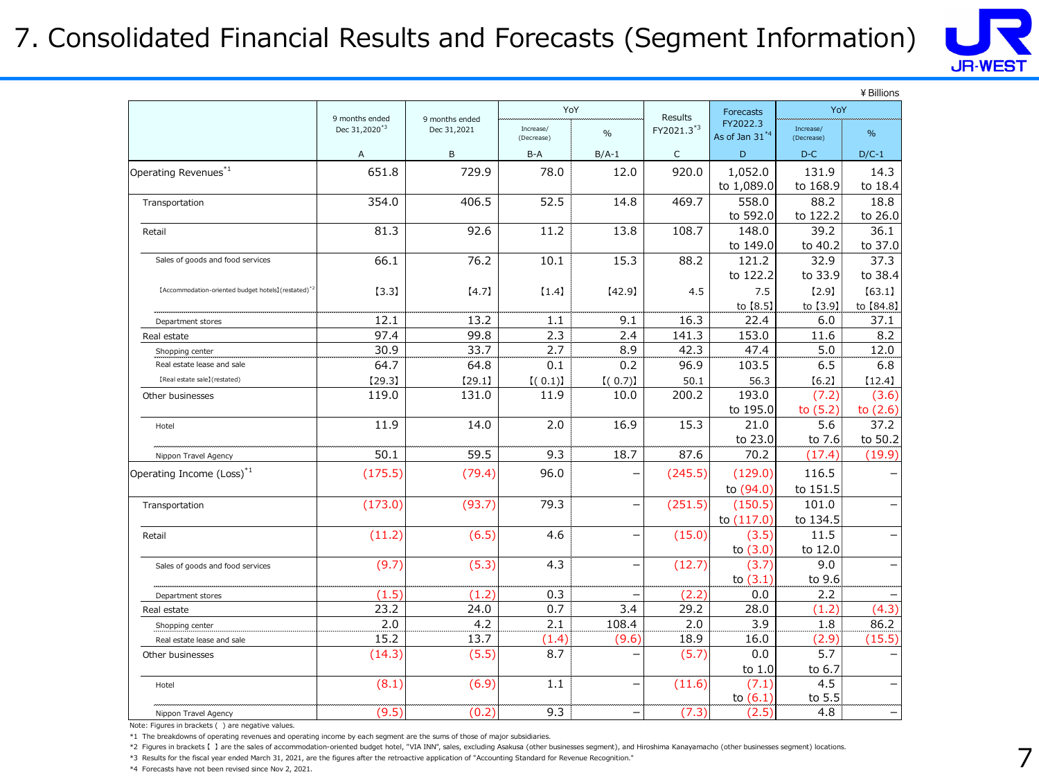# 7. Consolidated Financial Results and Forecasts (Segment Information)

¥Billions

| | 9 months ended Dec 31,2020[*3] | 9 months ended Dec 31,2021 | YoY | | Results FY2021.3[*3] | Forecasts FY2022.3 As of Jan 31[*4] | YoY | |
|---|---|---|---|---|---|---|---|---|
| | | | Increase/ (Decrease) | % | | | Increase/ (Decrease) | % |
| | A | B | B-A | B/A-1 | C | D | D-C | D/C-1 |
| Operating Revenues[*1] | 651.8 | 729.9 | 78.0 | 12.0 | 920.0 | 1,052.0 to 1,089.0 | 131.9 to 168.9 | 14.3 to 18.4 |
| Transportation | 354.0 | 406.5 | 52.5 | 14.8 | 469.7 | 558.0 to 592.0 | 88.2 to 122.2 | 18.8 to 26.0 |
| Retail | 81.3 | 92.6 | 11.2 | 13.8 | 108.7 | 148.0 to 149.0 | 39.2 to 40.2 | 36.1 to 37.0 |
| Sales of goods and food services | 66.1 | 76.2 | 10.1 | 15.3 | 88.2 | 121.2 to 122.2 | 32.9 to 33.9 | 37.3 to 38.4 |
| 【Accommodation-oriented budget hotels】(restated)[*2] | 【3.3】 | 【4.7】 | 【1.4】 | 【42.9】 | 4.5 | 7.5 to 【8.5】 | 【2.9】 to 【3.9】 | 【63.1】 to 【84.8】 |
| Department stores | 12.1 | 13.2 | 1.1 | 9.1 | 16.3 | 22.4 | 6.0 | 37.1 |
| Real estate | 97.4 | 99.8 | 2.3 | 2.4 | 141.3 | 153.0 | 11.6 | 8.2 |
| Shopping center | 30.9 | 33.7 | 2.7 | 8.9 | 42.3 | 47.4 | 5.0 | 12.0 |
| Real estate lease and sale | 64.7 | 64.8 | 0.1 | 0.2 | 96.9 | 103.5 | 6.5 | 6.8 |
| 【Real estate sale】(restated) | 【29.3】 | 【29.1】 | 【( 0.1)】 | 【( 0.7)】 | 50.1 | 56.3 | 【6.2】 | 【12.4】 |
| Other businesses | 119.0 | 131.0 | 11.9 | 10.0 | 200.2 | 193.0 to 195.0 | (7.2) to (5.2) | (3.6) to (2.6) |
| Hotel | 11.9 | 14.0 | 2.0 | 16.9 | 15.3 | 21.0 to 23.0 | 5.6 to 7.6 | 37.2 to 50.2 |
| Nippon Travel Agency | 50.1 | 59.5 | 9.3 | 18.7 | 87.6 | 70.2 | (17.4) | (19.9) |
| Operating Income (Loss)[*1] | (175.5) | (79.4) | 96.0 | – | (245.5) | (129.0) to (94.0) | 116.5 to 151.5 | – |
| Transportation | (173.0) | (93.7) | 79.3 | – | (251.5) | (150.5) to (117.0) | 101.0 to 134.5 | – |
| Retail | (11.2) | (6.5) | 4.6 | – | (15.0) | (3.5) to (3.0) | 11.5 to 12.0 | – |
| Sales of goods and food services | (9.7) | (5.3) | 4.3 | – | (12.7) | (3.7) to (3.1) | 9.0 to 9.6 | – |
| Department stores | (1.5) | (1.2) | 0.3 | – | (2.2) | 0.0 | 2.2 | – |
| Real estate | 23.2 | 24.0 | 0.7 | 3.4 | 29.2 | 28.0 | (1.2) | (4.3) |
| Shopping center | 2.0 | 4.2 | 2.1 | 108.4 | 2.0 | 3.9 | 1.8 | 86.2 |
| Real estate lease and sale | 15.2 | 13.7 | (1.4) | (9.6) | 18.9 | 16.0 | (2.9) | (15.5) |
| Other businesses | (14.3) | (5.5) | 8.7 | – | (5.7) | 0.0 to 1.0 | 5.7 to 6.7 | – |
| Hotel | (8.1) | (6.9) | 1.1 | – | (11.6) | (7.1) to (6.1) | 4.5 to 5.5 | – |
| Nippon Travel Agency | (9.5) | (0.2) | 9.3 | – | (7.3) | (2.5) | 4.8 | – |

Note: Figures in brackets ( ) are negative values.

*1 The breakdowns of operating revenues and operating income by each segment are the sums of those of major subsidiaries.

*2 Figures in brackets【 】are the sales of accommodation-oriented budget hotel, "VIA INN", sales, excluding Asakusa (other businesses segment), and Hiroshima Kanayamacho (other businesses segment) locations.

*3 Results for the fiscal year ended March 31, 2021, are the figures after the retroactive application of "Accounting Standard for Revenue Recognition."

*4 Forecasts have not been revised since Nov 2, 2021.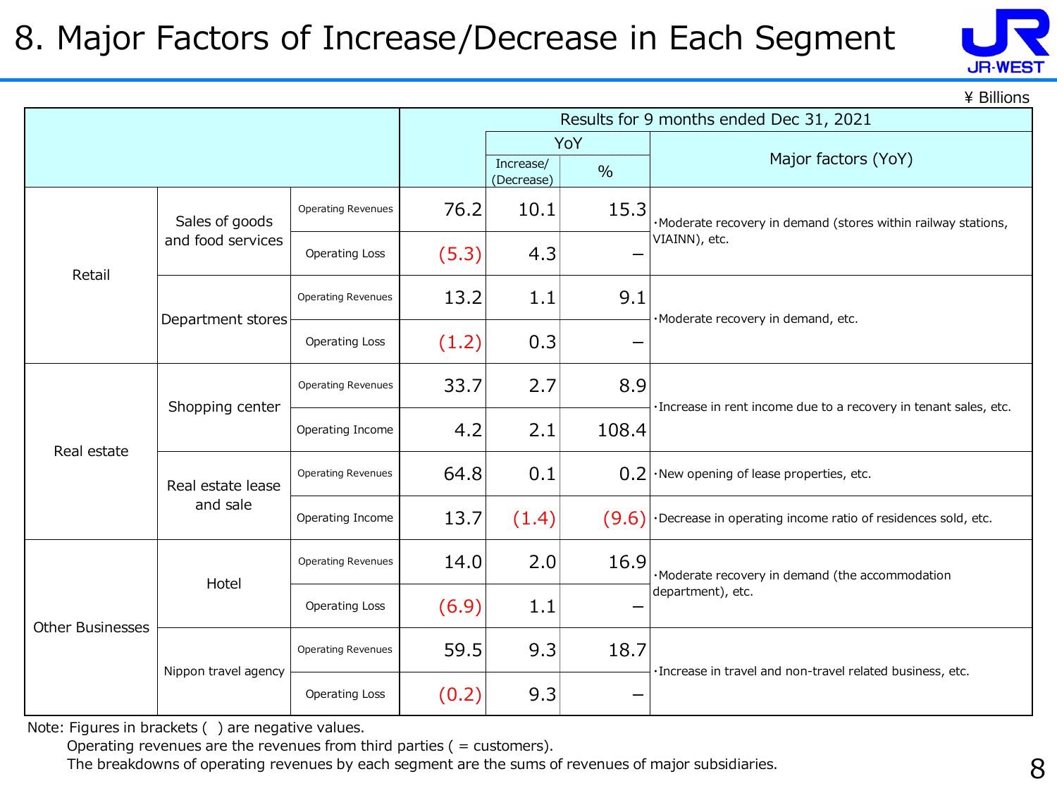# 8. Major Factors of Increase/Decrease in Each Segment

¥ Billions

| | | | Results for 9 months ended Dec 31, 2021 | | | |
|---|---|---|---|---|---|---|
| | | | | YoY | | Major factors (YoY) |
| | | | | Increase/ (Decrease) | % | |
| Retail | Sales of goods and food services | Operating Revenues | 76.2 | 10.1 | 15.3 | ・Moderate recovery in demand (stores within railway stations, VIAINN), etc. |
| | | Operating Loss | (5.3) | 4.3 | – | |
| | Department stores | Operating Revenues | 13.2 | 1.1 | 9.1 | ・Moderate recovery in demand, etc. |
| | | Operating Loss | (1.2) | 0.3 | – | |
| Real estate | Shopping center | Operating Revenues | 33.7 | 2.7 | 8.9 | ・Increase in rent income due to a recovery in tenant sales, etc. |
| | | Operating Income | 4.2 | 2.1 | 108.4 | |
| | Real estate lease and sale | Operating Revenues | 64.8 | 0.1 | 0.2 | ・New opening of lease properties, etc. |
| | | Operating Income | 13.7 | (1.4) | (9.6) | ・Decrease in operating income ratio of residences sold, etc. |
| Other Businesses | Hotel | Operating Revenues | 14.0 | 2.0 | 16.9 | ・Moderate recovery in demand (the accommodation department), etc. |
| | | Operating Loss | (6.9) | 1.1 | – | |
| | Nippon travel agency | Operating Revenues | 59.5 | 9.3 | 18.7 | ・Increase in travel and non-travel related business, etc. |
| | | Operating Loss | (0.2) | 9.3 | – | |

Note: Figures in brackets ( ) are negative values.
Operating revenues are the revenues from third parties ( = customers).
The breakdowns of operating revenues by each segment are the sums of revenues of major subsidiaries.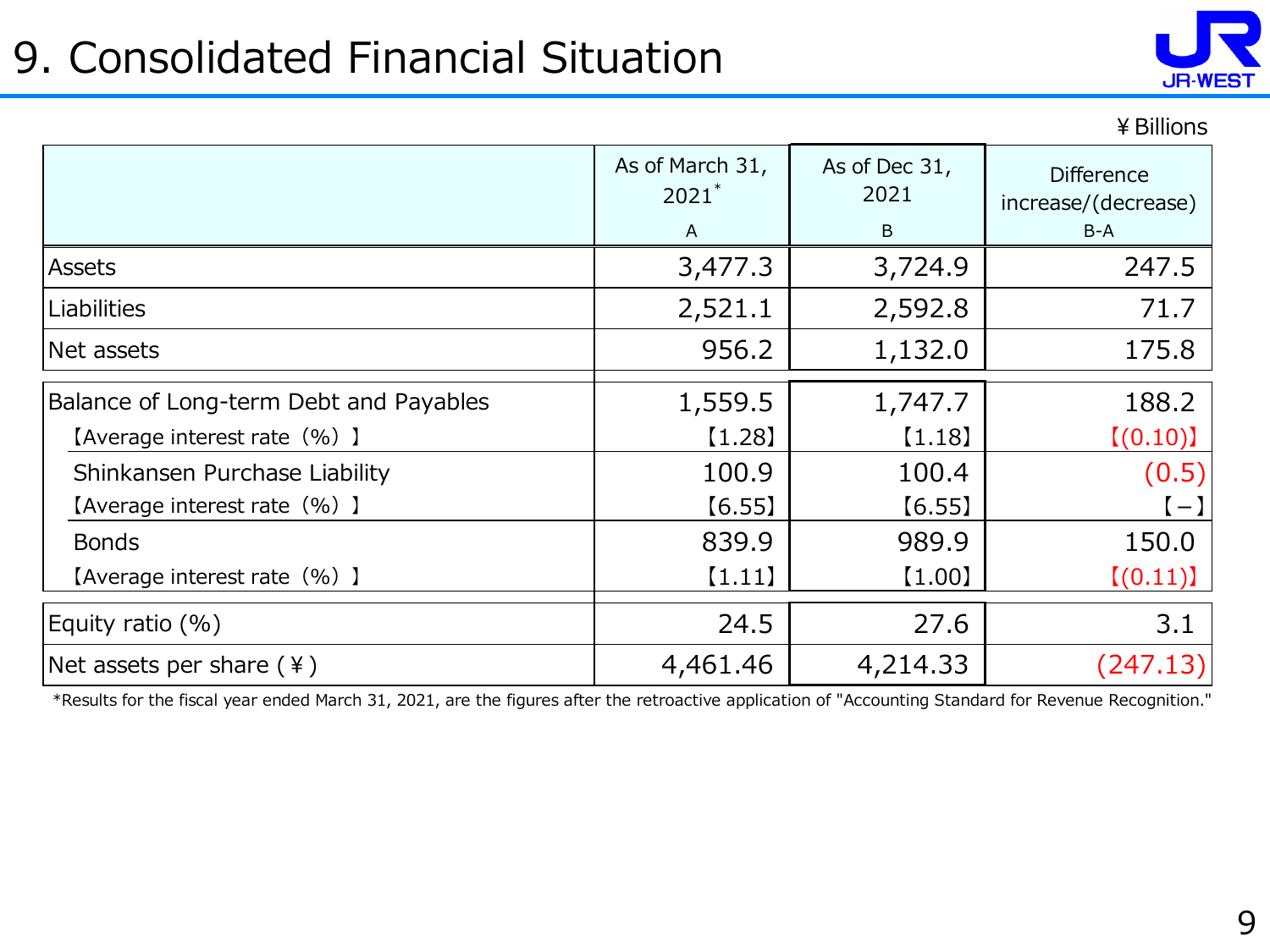# 9. Consolidated Financial Situation

¥Billions

| | As of March 31, 2021* A | As of Dec 31, 2021 B | Difference increase/(decrease) B-A |
|---|---|---|---|
| Assets | 3,477.3 | 3,724.9 | 247.5 |
| Liabilities | 2,521.1 | 2,592.8 | 71.7 |
| Net assets | 956.2 | 1,132.0 | 175.8 |
| Balance of Long-term Debt and Payables | 1,559.5 | 1,747.7 | 188.2 |
| 【Average interest rate（%）】 | 【1.28】 | 【1.18】 | 【(0.10)】 |
| Shinkansen Purchase Liability | 100.9 | 100.4 | (0.5) |
| 【Average interest rate（%）】 | 【6.55】 | 【6.55】 | 【−】 |
| Bonds | 839.9 | 989.9 | 150.0 |
| 【Average interest rate（%）】 | 【1.11】 | 【1.00】 | 【(0.11)】 |
| Equity ratio (%) | 24.5 | 27.6 | 3.1 |
| Net assets per share (¥) | 4,461.46 | 4,214.33 | (247.13) |

*Results for the fiscal year ended March 31, 2021, are the figures after the retroactive application of "Accounting Standard for Revenue Recognition."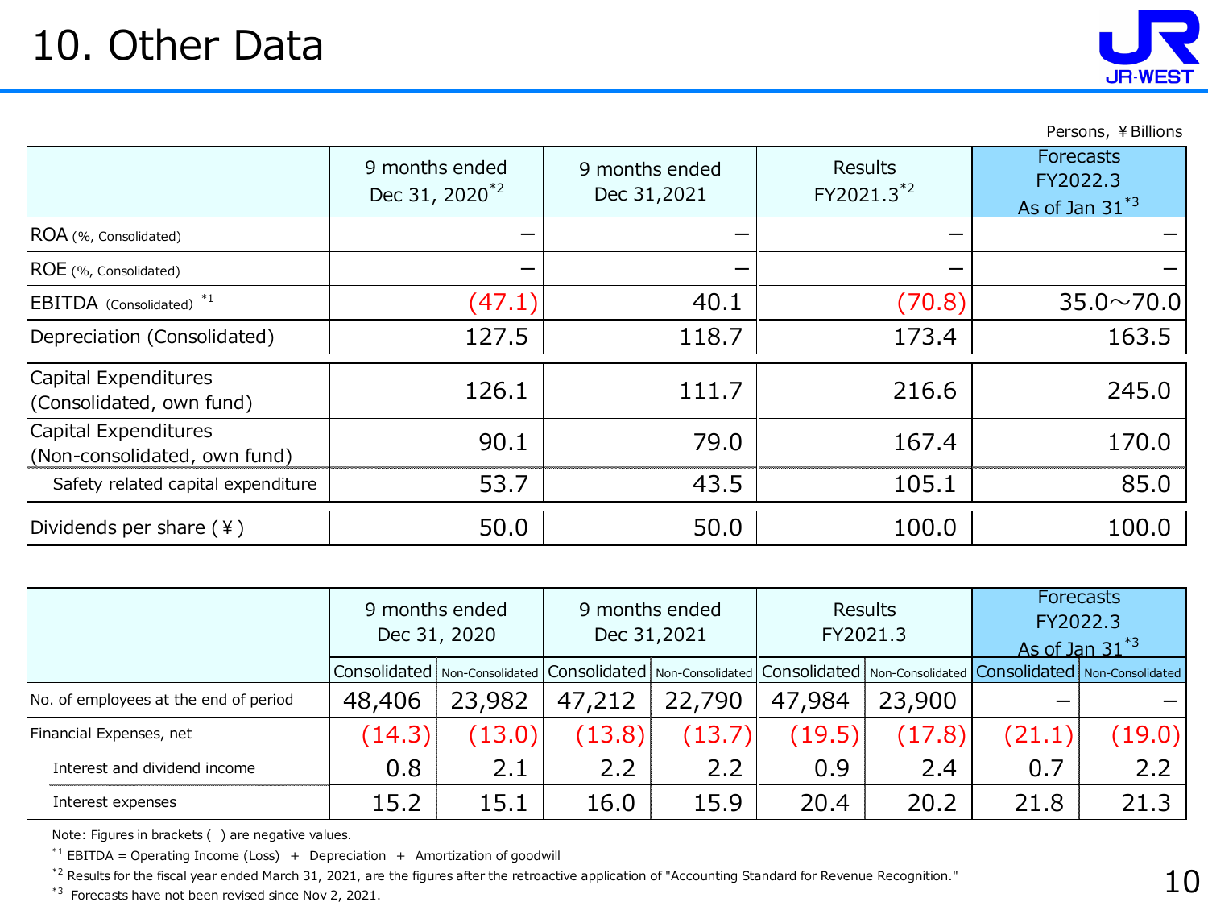# 10. Other Data

Persons, ¥Billions

|  | 9 months ended Dec 31, 2020[*2] | 9 months ended Dec 31,2021 | Results FY2021.3[*2] | Forecasts FY2022.3 As of Jan 31[*3] |
|---|---|---|---|---|
| ROA (%, Consolidated) | – | – | – | – |
| ROE (%, Consolidated) | – | – | – | – |
| EBITDA (Consolidated) [*1] | (47.1) | 40.1 | (70.8) | 35.0～70.0 |
| Depreciation (Consolidated) | 127.5 | 118.7 | 173.4 | 163.5 |
| Capital Expenditures (Consolidated, own fund) | 126.1 | 111.7 | 216.6 | 245.0 |
| Capital Expenditures (Non-consolidated, own fund) | 90.1 | 79.0 | 167.4 | 170.0 |
| Safety related capital expenditure | 53.7 | 43.5 | 105.1 | 85.0 |
| Dividends per share (¥) | 50.0 | 50.0 | 100.0 | 100.0 |

|  | 9 months ended Dec 31, 2020 | | 9 months ended Dec 31,2021 | | Results FY2021.3 | | Forecasts FY2022.3 As of Jan 31[*3] | |
|---|---|---|---|---|---|---|---|---|
|  | Consolidated | Non-Consolidated | Consolidated | Non-Consolidated | Consolidated | Non-Consolidated | Consolidated | Non-Consolidated |
| No. of employees at the end of period | 48,406 | 23,982 | 47,212 | 22,790 | 47,984 | 23,900 | – | – |
| Financial Expenses, net | (14.3) | (13.0) | (13.8) | (13.7) | (19.5) | (17.8) | (21.1) | (19.0) |
| Interest and dividend income | 0.8 | 2.1 | 2.2 | 2.2 | 0.9 | 2.4 | 0.7 | 2.2 |
| Interest expenses | 15.2 | 15.1 | 16.0 | 15.9 | 20.4 | 20.2 | 21.8 | 21.3 |

Note: Figures in brackets ( ) are negative values.

[*1] EBITDA = Operating Income (Loss) ＋ Depreciation ＋ Amortization of goodwill

[*2] Results for the fiscal year ended March 31, 2021, are the figures after the retroactive application of "Accounting Standard for Revenue Recognition."

[*3] Forecasts have not been revised since Nov 2, 2021.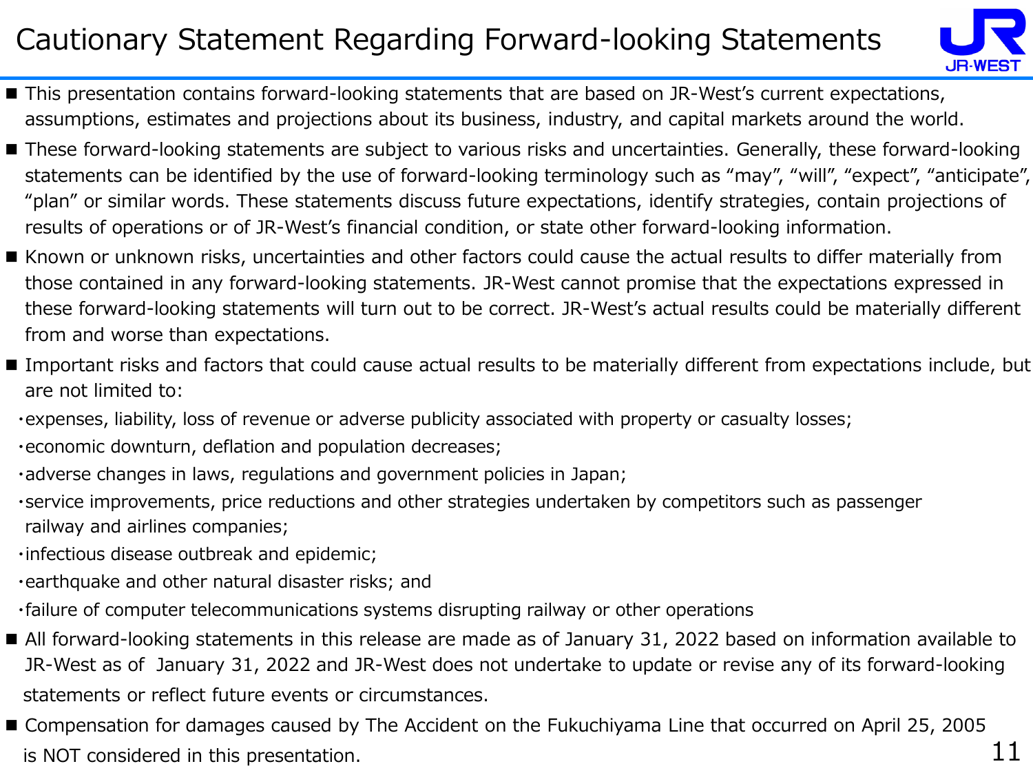# Cautionary Statement Regarding Forward-looking Statements

- This presentation contains forward-looking statements that are based on JR-West's current expectations, assumptions, estimates and projections about its business, industry, and capital markets around the world.
- These forward-looking statements are subject to various risks and uncertainties. Generally, these forward-looking statements can be identified by the use of forward-looking terminology such as "may", "will", "expect", "anticipate", "plan" or similar words. These statements discuss future expectations, identify strategies, contain projections of results of operations or of JR-West's financial condition, or state other forward-looking information.
- Known or unknown risks, uncertainties and other factors could cause the actual results to differ materially from those contained in any forward-looking statements. JR-West cannot promise that the expectations expressed in these forward-looking statements will turn out to be correct. JR-West's actual results could be materially different from and worse than expectations.
- Important risks and factors that could cause actual results to be materially different from expectations include, but are not limited to:

・expenses, liability, loss of revenue or adverse publicity associated with property or casualty losses;
・economic downturn, deflation and population decreases;
・adverse changes in laws, regulations and government policies in Japan;
・service improvements, price reductions and other strategies undertaken by competitors such as passenger railway and airlines companies;
・infectious disease outbreak and epidemic;
・earthquake and other natural disaster risks; and
・failure of computer telecommunications systems disrupting railway or other operations

- All forward-looking statements in this release are made as of January 31, 2022 based on information available to JR-West as of January 31, 2022 and JR-West does not undertake to update or revise any of its forward-looking statements or reflect future events or circumstances.
- Compensation for damages caused by The Accident on the Fukuchiyama Line that occurred on April 25, 2005 is NOT considered in this presentation.